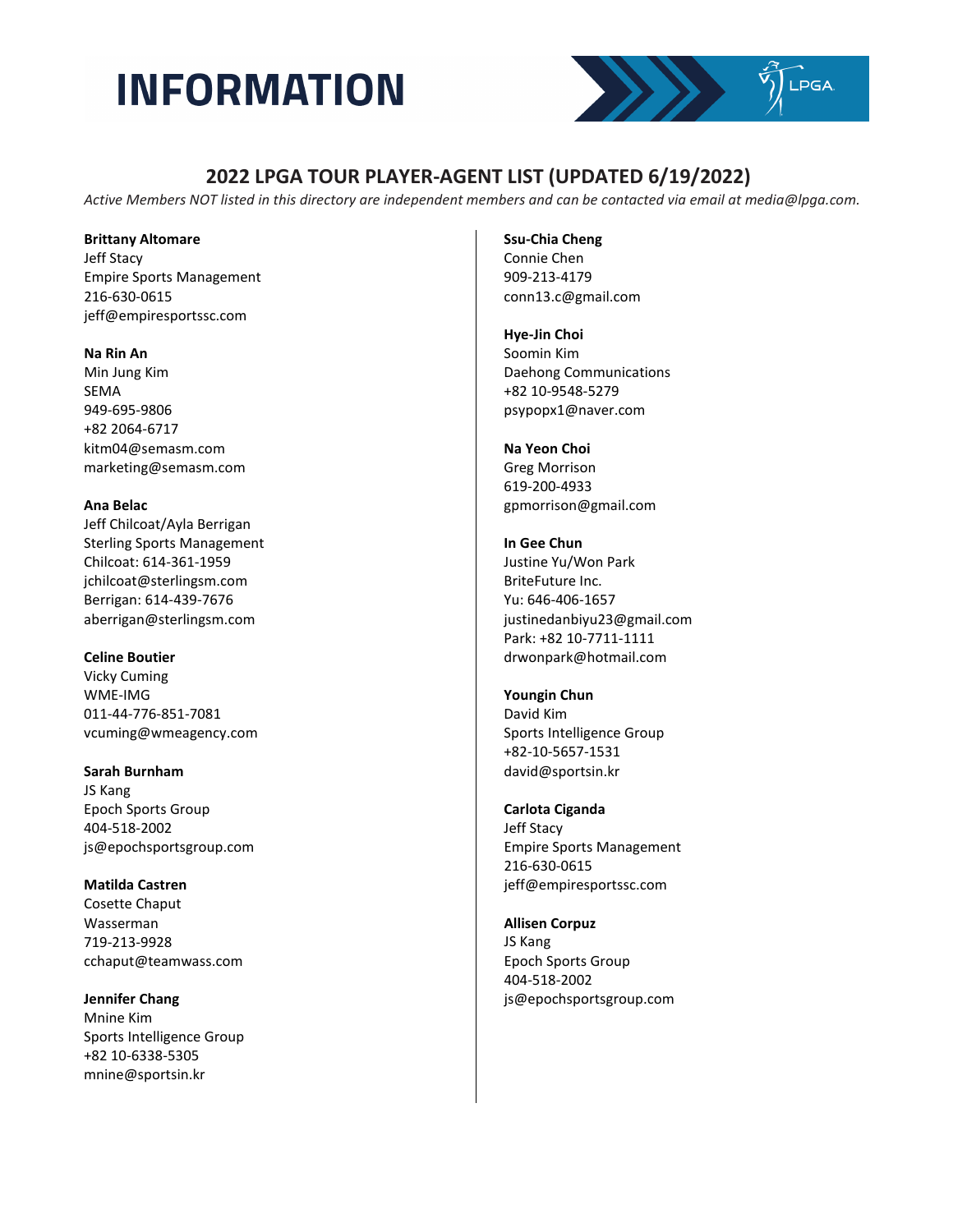# INFORMATION

## 2022 LPGA TOUR PLAYER-AGENT LIST (UPDATED 6/19/2022)

*Active Members NOT listed in this directory are independent members and can be contacted via email at media@lpga.com.*

**Brittany Altomare**
Jeff Stacy
Empire Sports Management
216-630-0615
jeff@empiresportssc.com

**Na Rin An**
Min Jung Kim
SEMA
949-695-9806
+82 2064-6717
kitm04@semasm.com
marketing@semasm.com

**Ana Belac**
Jeff Chilcoat/Ayla Berrigan
Sterling Sports Management
Chilcoat: 614-361-1959
jchilcoat@sterlingsm.com
Berrigan: 614-439-7676
aberrigan@sterlingsm.com

**Celine Boutier**
Vicky Cuming
WME-IMG
011-44-776-851-7081
vcuming@wmeagency.com

**Sarah Burnham**
JS Kang
Epoch Sports Group
404-518-2002
js@epochsportsgroup.com

**Matilda Castren**
Cosette Chaput
Wasserman
719-213-9928
cchaput@teamwass.com

**Jennifer Chang**
Mnine Kim
Sports Intelligence Group
+82 10-6338-5305
mnine@sportsin.kr

**Ssu-Chia Cheng**
Connie Chen
909-213-4179
conn13.c@gmail.com

**Hye-Jin Choi**
Soomin Kim
Daehong Communications
+82 10-9548-5279
psypopx1@naver.com

**Na Yeon Choi**
Greg Morrison
619-200-4933
gpmorrison@gmail.com

**In Gee Chun**
Justine Yu/Won Park
BriteFuture Inc.
Yu: 646-406-1657
justinedanbiyu23@gmail.com
Park: +82 10-7711-1111
drwonpark@hotmail.com

**Youngin Chun**
David Kim
Sports Intelligence Group
+82-10-5657-1531
david@sportsin.kr

**Carlota Ciganda**
Jeff Stacy
Empire Sports Management
216-630-0615
jeff@empiresportssc.com

**Allisen Corpuz**
JS Kang
Epoch Sports Group
404-518-2002
js@epochsportsgroup.com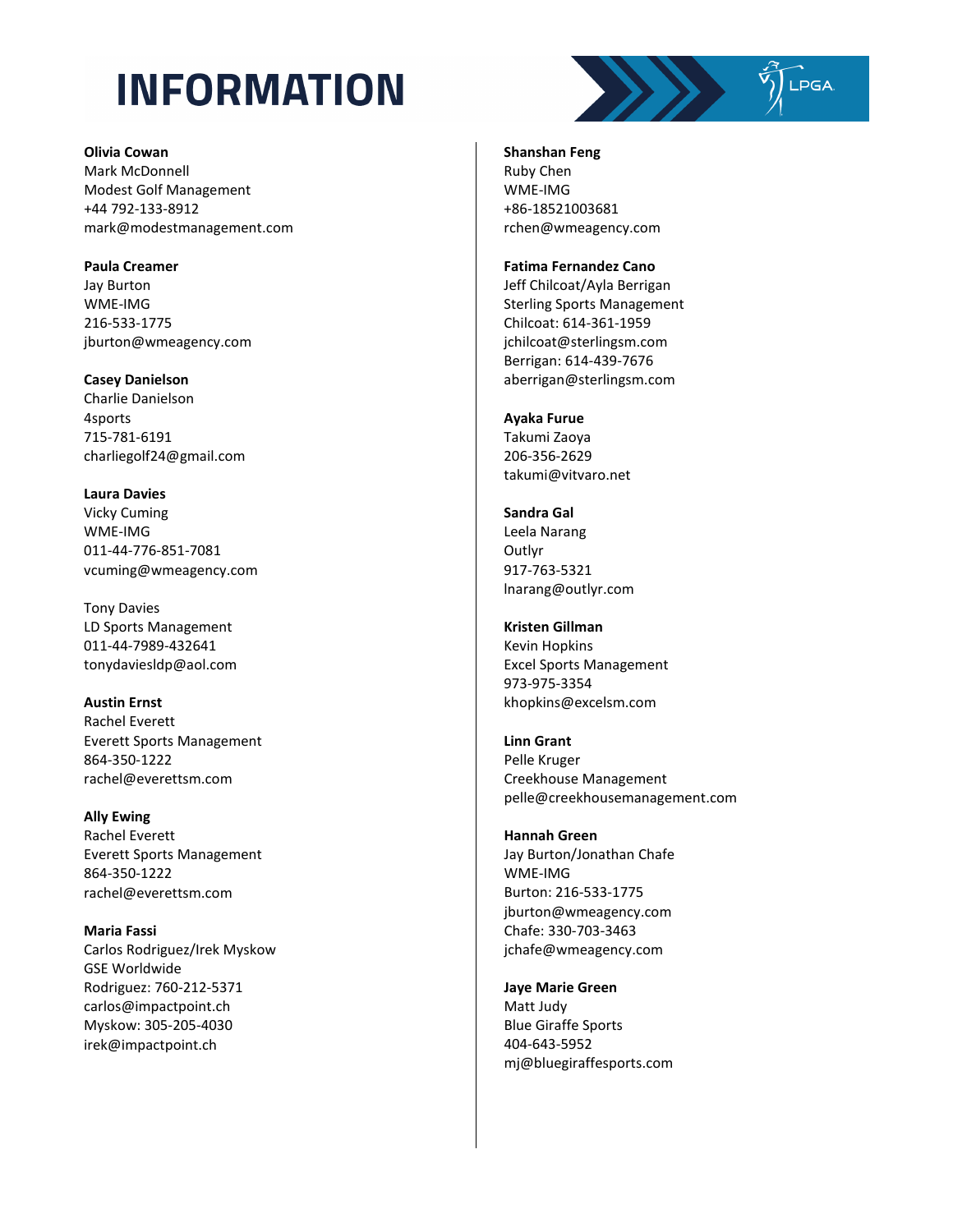# INFORMATION

**Olivia Cowan**
Mark McDonnell
Modest Golf Management
+44 792-133-8912
mark@modestmanagement.com

**Paula Creamer**
Jay Burton
WME-IMG
216-533-1775
jburton@wmeagency.com

**Casey Danielson**
Charlie Danielson
4sports
715-781-6191
charliegolf24@gmail.com

**Laura Davies**
Vicky Cuming
WME-IMG
011-44-776-851-7081
vcuming@wmeagency.com

Tony Davies
LD Sports Management
011-44-7989-432641
tonydaviesldp@aol.com

**Austin Ernst**
Rachel Everett
Everett Sports Management
864-350-1222
rachel@everettsm.com

**Ally Ewing**
Rachel Everett
Everett Sports Management
864-350-1222
rachel@everettsm.com

**Maria Fassi**
Carlos Rodriguez/Irek Myskow
GSE Worldwide
Rodriguez: 760-212-5371
carlos@impactpoint.ch
Myskow: 305-205-4030
irek@impactpoint.ch

**Shanshan Feng**
Ruby Chen
WME-IMG
+86-18521003681
rchen@wmeagency.com

**Fatima Fernandez Cano**
Jeff Chilcoat/Ayla Berrigan
Sterling Sports Management
Chilcoat: 614-361-1959
jchilcoat@sterlingsm.com
Berrigan: 614-439-7676
aberrigan@sterlingsm.com

**Ayaka Furue**
Takumi Zaoya
206-356-2629
takumi@vitvaro.net

**Sandra Gal**
Leela Narang
Outlyr
917-763-5321
lnarang@outlyr.com

**Kristen Gillman**
Kevin Hopkins
Excel Sports Management
973-975-3354
khopkins@excelsm.com

**Linn Grant**
Pelle Kruger
Creekhouse Management
pelle@creekhousemanagement.com

**Hannah Green**
Jay Burton/Jonathan Chafe
WME-IMG
Burton: 216-533-1775
jburton@wmeagency.com
Chafe: 330-703-3463
jchafe@wmeagency.com

**Jaye Marie Green**
Matt Judy
Blue Giraffe Sports
404-643-5952
mj@bluegiraffesports.com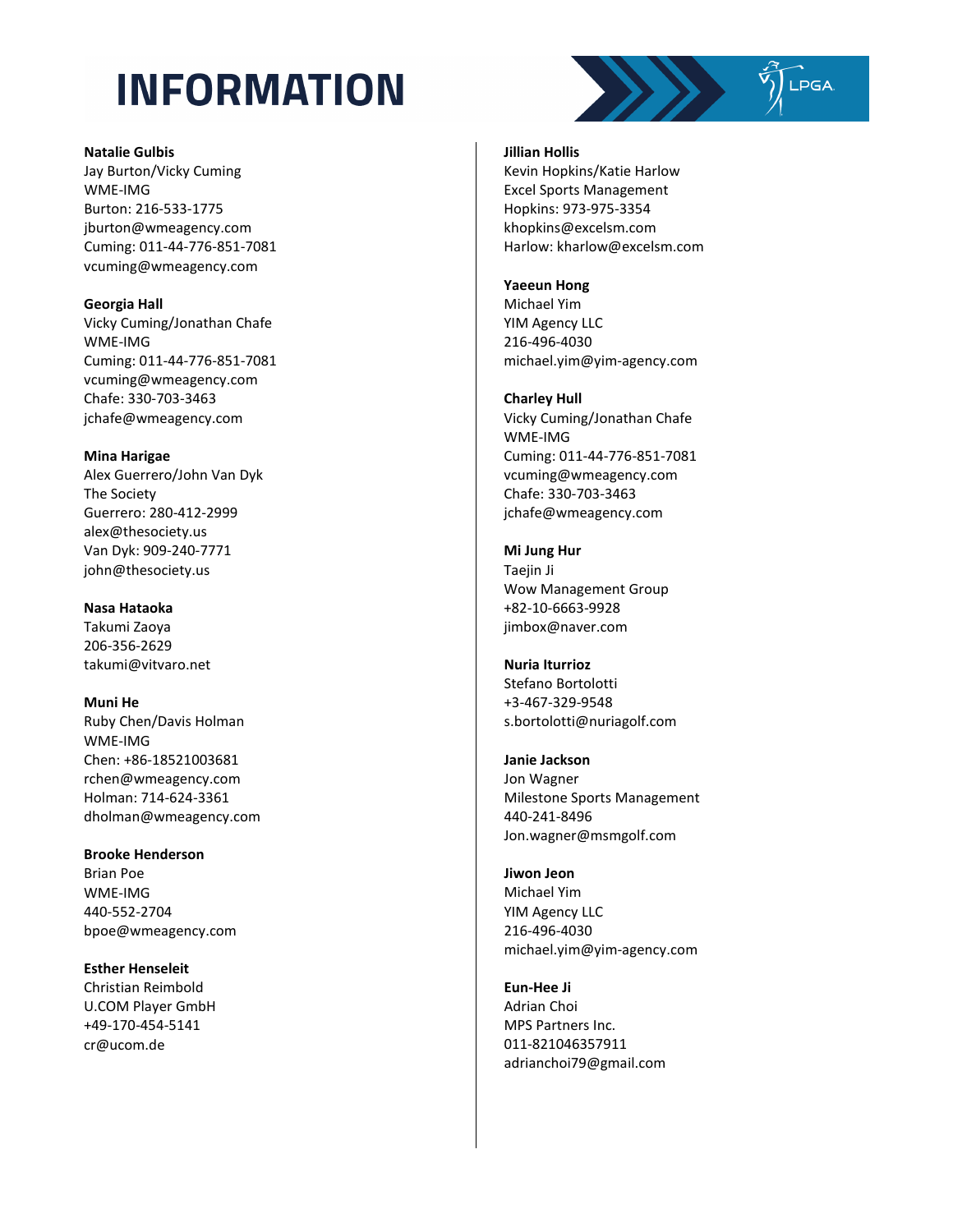# INFORMATION

**Natalie Gulbis**
Jay Burton/Vicky Cuming
WME-IMG
Burton: 216-533-1775
jburton@wmeagency.com
Cuming: 011-44-776-851-7081
vcuming@wmeagency.com

**Georgia Hall**
Vicky Cuming/Jonathan Chafe
WME-IMG
Cuming: 011-44-776-851-7081
vcuming@wmeagency.com
Chafe: 330-703-3463
jchafe@wmeagency.com

**Mina Harigae**
Alex Guerrero/John Van Dyk
The Society
Guerrero: 280-412-2999
alex@thesociety.us
Van Dyk: 909-240-7771
john@thesociety.us

**Nasa Hataoka**
Takumi Zaoya
206-356-2629
takumi@vitvaro.net

**Muni He**
Ruby Chen/Davis Holman
WME-IMG
Chen: +86-18521003681
rchen@wmeagency.com
Holman: 714-624-3361
dholman@wmeagency.com

**Brooke Henderson**
Brian Poe
WME-IMG
440-552-2704
bpoe@wmeagency.com

**Esther Henseleit**
Christian Reimbold
U.COM Player GmbH
+49-170-454-5141
cr@ucom.de

**Jillian Hollis**
Kevin Hopkins/Katie Harlow
Excel Sports Management
Hopkins: 973-975-3354
khopkins@excelsm.com
Harlow: kharlow@excelsm.com

**Yaeeun Hong**
Michael Yim
YIM Agency LLC
216-496-4030
michael.yim@yim-agency.com

**Charley Hull**
Vicky Cuming/Jonathan Chafe
WME-IMG
Cuming: 011-44-776-851-7081
vcuming@wmeagency.com
Chafe: 330-703-3463
jchafe@wmeagency.com

**Mi Jung Hur**
Taejin Ji
Wow Management Group
+82-10-6663-9928
jimbox@naver.com

**Nuria Iturrioz**
Stefano Bortolotti
+3-467-329-9548
s.bortolotti@nuriagolf.com

**Janie Jackson**
Jon Wagner
Milestone Sports Management
440-241-8496
Jon.wagner@msmgolf.com

**Jiwon Jeon**
Michael Yim
YIM Agency LLC
216-496-4030
michael.yim@yim-agency.com

**Eun-Hee Ji**
Adrian Choi
MPS Partners Inc.
011-821046357911
adrianchoi79@gmail.com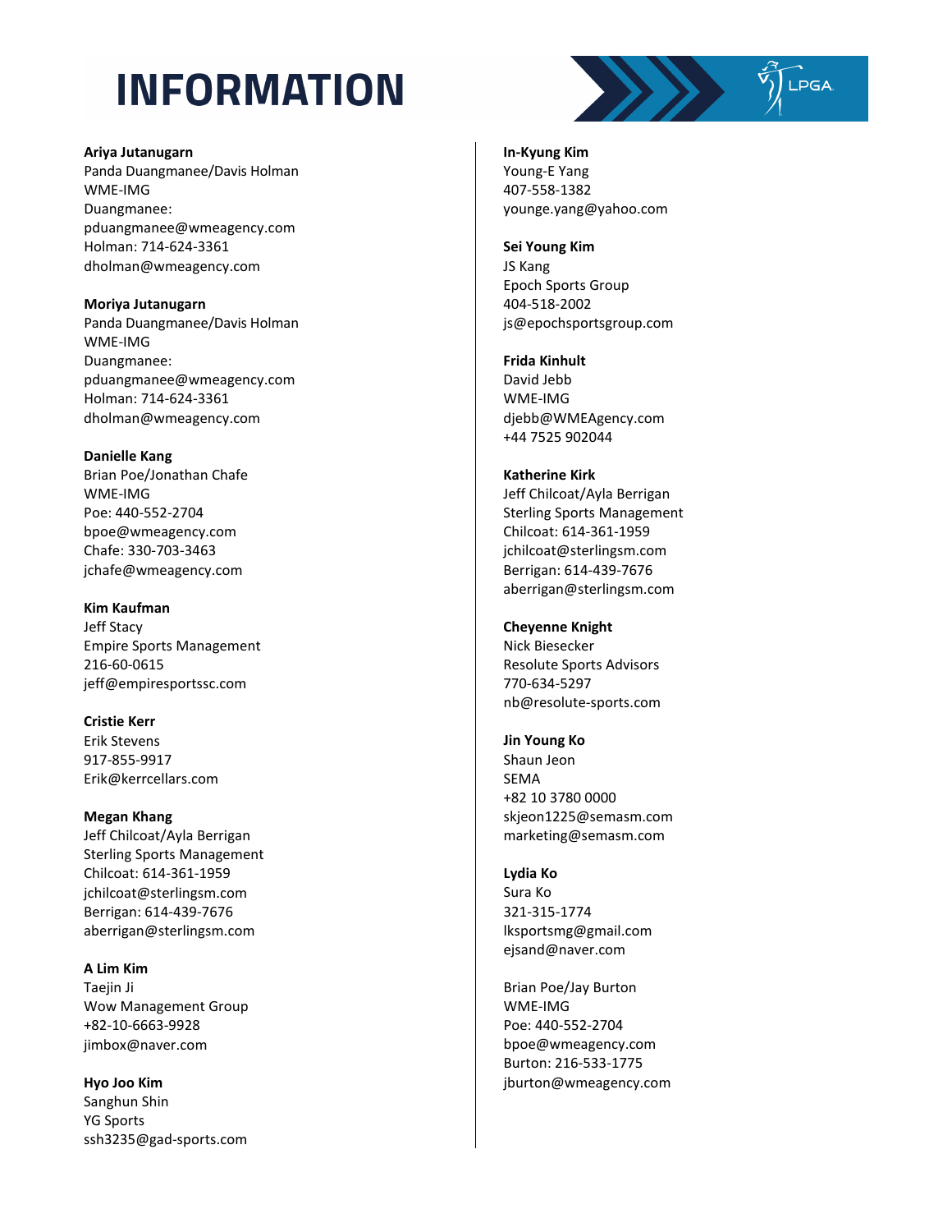# INFORMATION

**Ariya Jutanugarn**
Panda Duangmanee/Davis Holman
WME-IMG
Duangmanee:
pduangmanee@wmeagency.com
Holman: 714-624-3361
dholman@wmeagency.com

**Moriya Jutanugarn**
Panda Duangmanee/Davis Holman
WME-IMG
Duangmanee:
pduangmanee@wmeagency.com
Holman: 714-624-3361
dholman@wmeagency.com

**Danielle Kang**
Brian Poe/Jonathan Chafe
WME-IMG
Poe: 440-552-2704
bpoe@wmeagency.com
Chafe: 330-703-3463
jchafe@wmeagency.com

**Kim Kaufman**
Jeff Stacy
Empire Sports Management
216-60-0615
jeff@empiresportssc.com

**Cristie Kerr**
Erik Stevens
917-855-9917
Erik@kerrcellars.com

**Megan Khang**
Jeff Chilcoat/Ayla Berrigan
Sterling Sports Management
Chilcoat: 614-361-1959
jchilcoat@sterlingsm.com
Berrigan: 614-439-7676
aberrigan@sterlingsm.com

**A Lim Kim**
Taejin Ji
Wow Management Group
+82-10-6663-9928
jimbox@naver.com

**Hyo Joo Kim**
Sanghun Shin
YG Sports
ssh3235@gad-sports.com

**In-Kyung Kim**
Young-E Yang
407-558-1382
younge.yang@yahoo.com

**Sei Young Kim**
JS Kang
Epoch Sports Group
404-518-2002
js@epochsportsgroup.com

**Frida Kinhult**
David Jebb
WME-IMG
djebb@WMEAgency.com
+44 7525 902044

**Katherine Kirk**
Jeff Chilcoat/Ayla Berrigan
Sterling Sports Management
Chilcoat: 614-361-1959
jchilcoat@sterlingsm.com
Berrigan: 614-439-7676
aberrigan@sterlingsm.com

**Cheyenne Knight**
Nick Biesecker
Resolute Sports Advisors
770-634-5297
nb@resolute-sports.com

**Jin Young Ko**
Shaun Jeon
SEMA
+82 10 3780 0000
skjeon1225@semasm.com
marketing@semasm.com

**Lydia Ko**
Sura Ko
321-315-1774
lksportsmg@gmail.com
ejsand@naver.com

Brian Poe/Jay Burton
WME-IMG
Poe: 440-552-2704
bpoe@wmeagency.com
Burton: 216-533-1775
jburton@wmeagency.com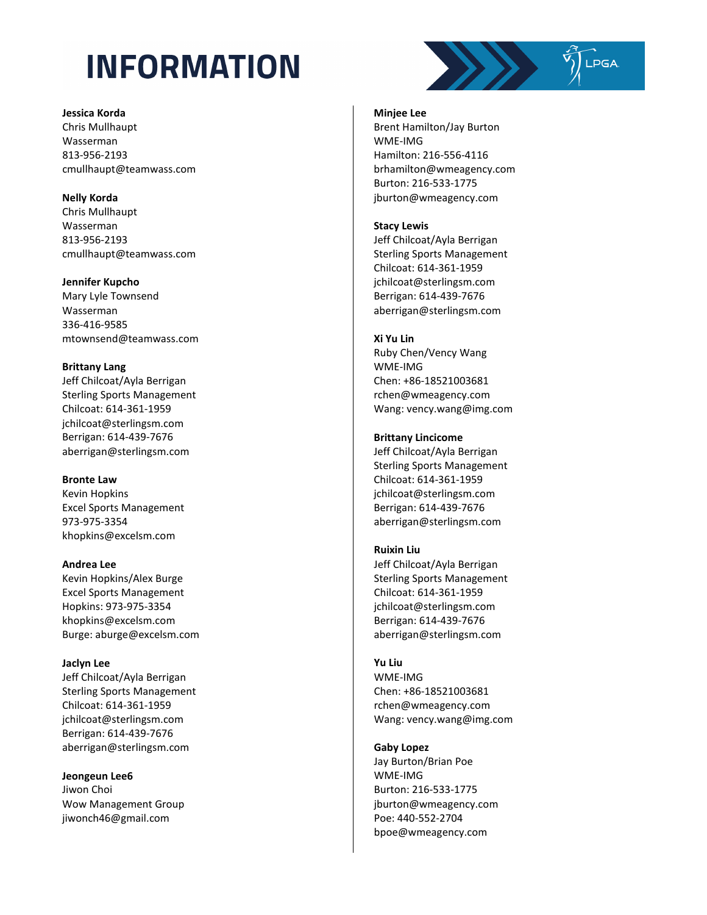# INFORMATION

**Jessica Korda**
Chris Mullhaupt
Wasserman
813-956-2193
cmullhaupt@teamwass.com

**Nelly Korda**
Chris Mullhaupt
Wasserman
813-956-2193
cmullhaupt@teamwass.com

**Jennifer Kupcho**
Mary Lyle Townsend
Wasserman
336-416-9585
mtownsend@teamwass.com

**Brittany Lang**
Jeff Chilcoat/Ayla Berrigan
Sterling Sports Management
Chilcoat: 614-361-1959
jchilcoat@sterlingsm.com
Berrigan: 614-439-7676
aberrigan@sterlingsm.com

**Bronte Law**
Kevin Hopkins
Excel Sports Management
973-975-3354
khopkins@excelsm.com

**Andrea Lee**
Kevin Hopkins/Alex Burge
Excel Sports Management
Hopkins: 973-975-3354
khopkins@excelsm.com
Burge: aburge@excelsm.com

**Jaclyn Lee**
Jeff Chilcoat/Ayla Berrigan
Sterling Sports Management
Chilcoat: 614-361-1959
jchilcoat@sterlingsm.com
Berrigan: 614-439-7676
aberrigan@sterlingsm.com

**Jeongeun Lee6**
Jiwon Choi
Wow Management Group
jiwonch46@gmail.com

**Minjee Lee**
Brent Hamilton/Jay Burton
WME-IMG
Hamilton: 216-556-4116
brhamilton@wmeagency.com
Burton: 216-533-1775
jburton@wmeagency.com

**Stacy Lewis**
Jeff Chilcoat/Ayla Berrigan
Sterling Sports Management
Chilcoat: 614-361-1959
jchilcoat@sterlingsm.com
Berrigan: 614-439-7676
aberrigan@sterlingsm.com

**Xi Yu Lin**
Ruby Chen/Vency Wang
WME-IMG
Chen: +86-18521003681
rchen@wmeagency.com
Wang: vency.wang@img.com

**Brittany Lincicome**
Jeff Chilcoat/Ayla Berrigan
Sterling Sports Management
Chilcoat: 614-361-1959
jchilcoat@sterlingsm.com
Berrigan: 614-439-7676
aberrigan@sterlingsm.com

**Ruixin Liu**
Jeff Chilcoat/Ayla Berrigan
Sterling Sports Management
Chilcoat: 614-361-1959
jchilcoat@sterlingsm.com
Berrigan: 614-439-7676
aberrigan@sterlingsm.com

**Yu Liu**
WME-IMG
Chen: +86-18521003681
rchen@wmeagency.com
Wang: vency.wang@img.com

**Gaby Lopez**
Jay Burton/Brian Poe
WME-IMG
Burton: 216-533-1775
jburton@wmeagency.com
Poe: 440-552-2704
bpoe@wmeagency.com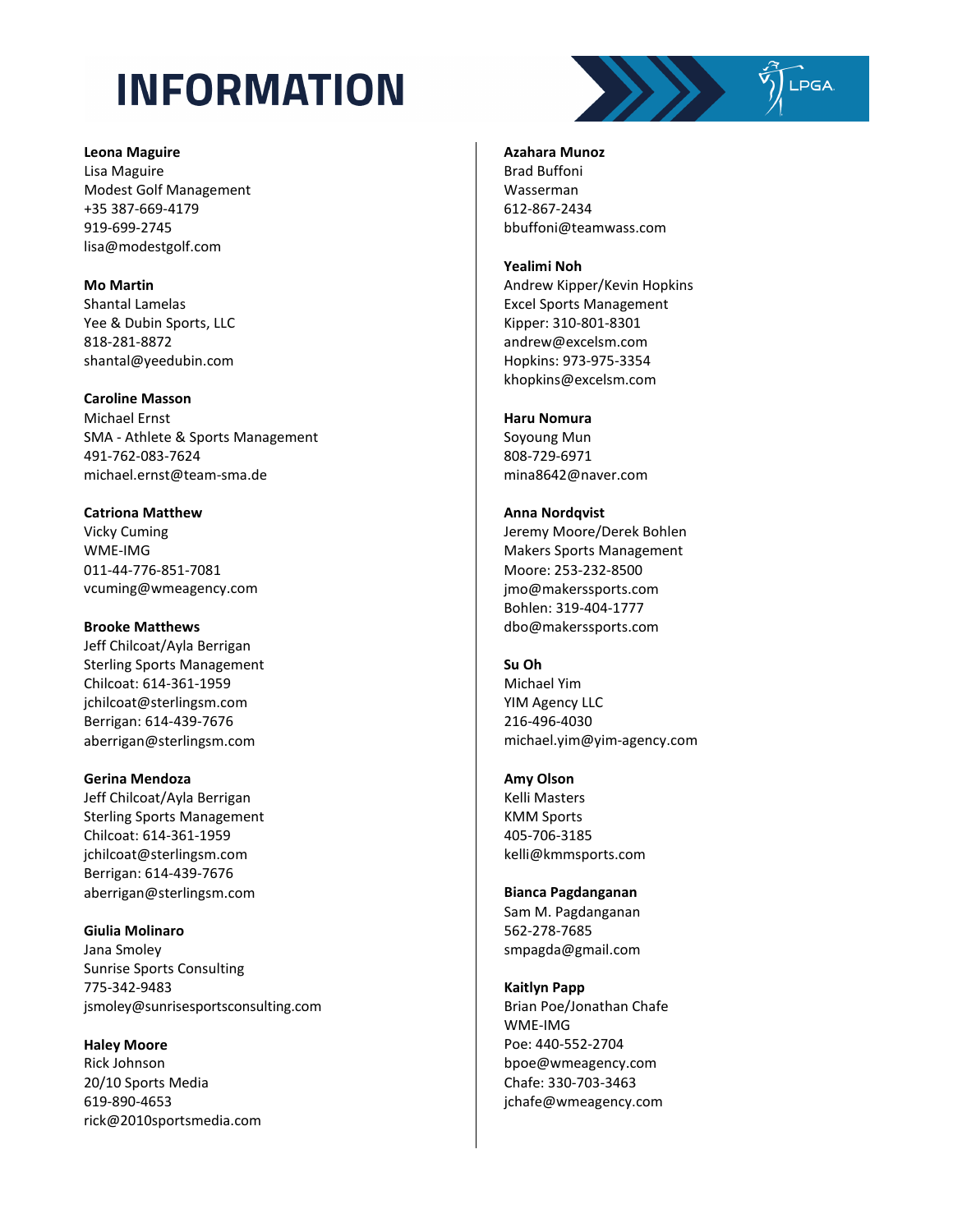# INFORMATION

**Leona Maguire**
Lisa Maguire
Modest Golf Management
+35 387-669-4179
919-699-2745
lisa@modestgolf.com

**Mo Martin**
Shantal Lamelas
Yee & Dubin Sports, LLC
818-281-8872
shantal@yeedubin.com

**Caroline Masson**
Michael Ernst
SMA - Athlete & Sports Management
491-762-083-7624
michael.ernst@team-sma.de

**Catriona Matthew**
Vicky Cuming
WME-IMG
011-44-776-851-7081
vcuming@wmeagency.com

**Brooke Matthews**
Jeff Chilcoat/Ayla Berrigan
Sterling Sports Management
Chilcoat: 614-361-1959
jchilcoat@sterlingsm.com
Berrigan: 614-439-7676
aberrigan@sterlingsm.com

**Gerina Mendoza**
Jeff Chilcoat/Ayla Berrigan
Sterling Sports Management
Chilcoat: 614-361-1959
jchilcoat@sterlingsm.com
Berrigan: 614-439-7676
aberrigan@sterlingsm.com

**Giulia Molinaro**
Jana Smoley
Sunrise Sports Consulting
775-342-9483
jsmoley@sunrisesportsconsulting.com

**Haley Moore**
Rick Johnson
20/10 Sports Media
619-890-4653
rick@2010sportsmedia.com

**Azahara Munoz**
Brad Buffoni
Wasserman
612-867-2434
bbuffoni@teamwass.com

**Yealimi Noh**
Andrew Kipper/Kevin Hopkins
Excel Sports Management
Kipper: 310-801-8301
andrew@excelsm.com
Hopkins: 973-975-3354
khopkins@excelsm.com

**Haru Nomura**
Soyoung Mun
808-729-6971
mina8642@naver.com

**Anna Nordqvist**
Jeremy Moore/Derek Bohlen
Makers Sports Management
Moore: 253-232-8500
jmo@makerssports.com
Bohlen: 319-404-1777
dbo@makerssports.com

**Su Oh**
Michael Yim
YIM Agency LLC
216-496-4030
michael.yim@yim-agency.com

**Amy Olson**
Kelli Masters
KMM Sports
405-706-3185
kelli@kmmsports.com

**Bianca Pagdanganan**
Sam M. Pagdanganan
562-278-7685
smpagda@gmail.com

**Kaitlyn Papp**
Brian Poe/Jonathan Chafe
WME-IMG
Poe: 440-552-2704
bpoe@wmeagency.com
Chafe: 330-703-3463
jchafe@wmeagency.com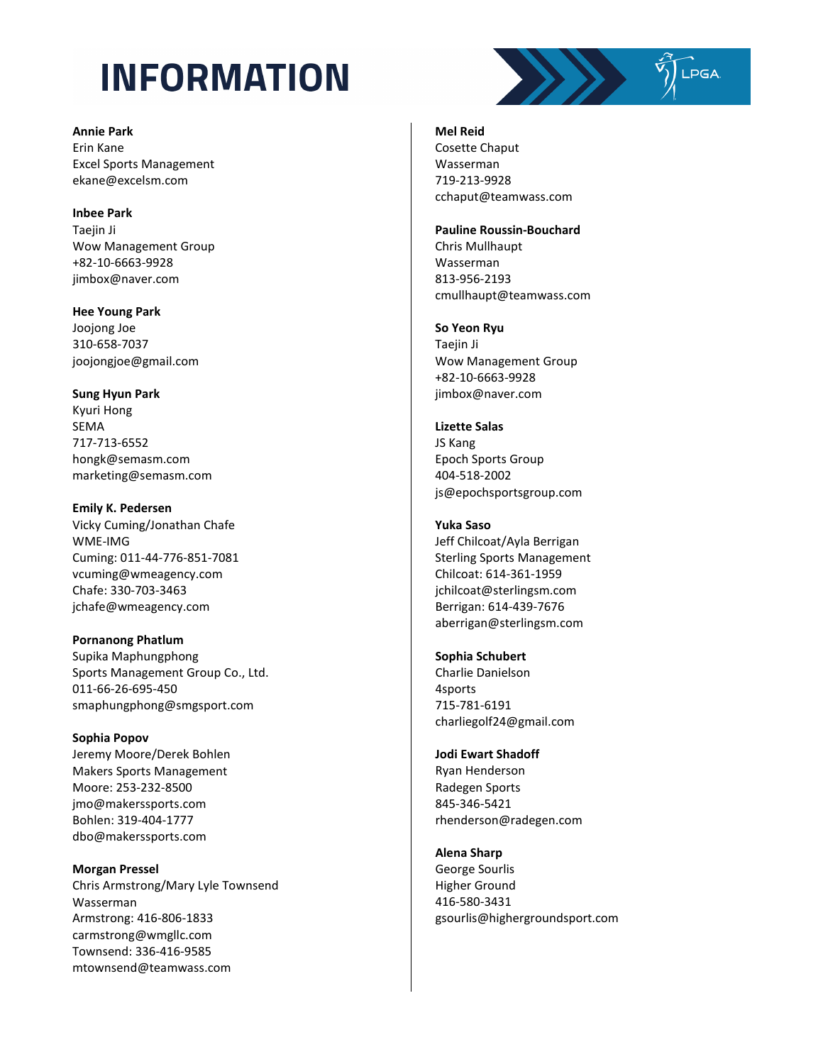# INFORMATION

**Annie Park**
Erin Kane
Excel Sports Management
ekane@excelsm.com

**Inbee Park**
Taejin Ji
Wow Management Group
+82-10-6663-9928
jimbox@naver.com

**Hee Young Park**
Joojong Joe
310-658-7037
joojongjoe@gmail.com

**Sung Hyun Park**
Kyuri Hong
SEMA
717-713-6552
hongk@semasm.com
marketing@semasm.com

**Emily K. Pedersen**
Vicky Cuming/Jonathan Chafe
WME-IMG
Cuming: 011-44-776-851-7081
vcuming@wmeagency.com
Chafe: 330-703-3463
jchafe@wmeagency.com

**Pornanong Phatlum**
Supika Maphungphong
Sports Management Group Co., Ltd.
011-66-26-695-450
smaphungphong@smgsport.com

**Sophia Popov**
Jeremy Moore/Derek Bohlen
Makers Sports Management
Moore: 253-232-8500
jmo@makerssports.com
Bohlen: 319-404-1777
dbo@makerssports.com

**Morgan Pressel**
Chris Armstrong/Mary Lyle Townsend
Wasserman
Armstrong: 416-806-1833
carmstrong@wmgllc.com
Townsend: 336-416-9585
mtownsend@teamwass.com

**Mel Reid**
Cosette Chaput
Wasserman
719-213-9928
cchaput@teamwass.com

**Pauline Roussin-Bouchard**
Chris Mullhaupt
Wasserman
813-956-2193
cmullhaupt@teamwass.com

**So Yeon Ryu**
Taejin Ji
Wow Management Group
+82-10-6663-9928
jimbox@naver.com

**Lizette Salas**
JS Kang
Epoch Sports Group
404-518-2002
js@epochsportsgroup.com

**Yuka Saso**
Jeff Chilcoat/Ayla Berrigan
Sterling Sports Management
Chilcoat: 614-361-1959
jchilcoat@sterlingsm.com
Berrigan: 614-439-7676
aberrigan@sterlingsm.com

**Sophia Schubert**
Charlie Danielson
4sports
715-781-6191
charliegolf24@gmail.com

**Jodi Ewart Shadoff**
Ryan Henderson
Radegen Sports
845-346-5421
rhenderson@radegen.com

**Alena Sharp**
George Sourlis
Higher Ground
416-580-3431
gsourlis@highergroundsport.com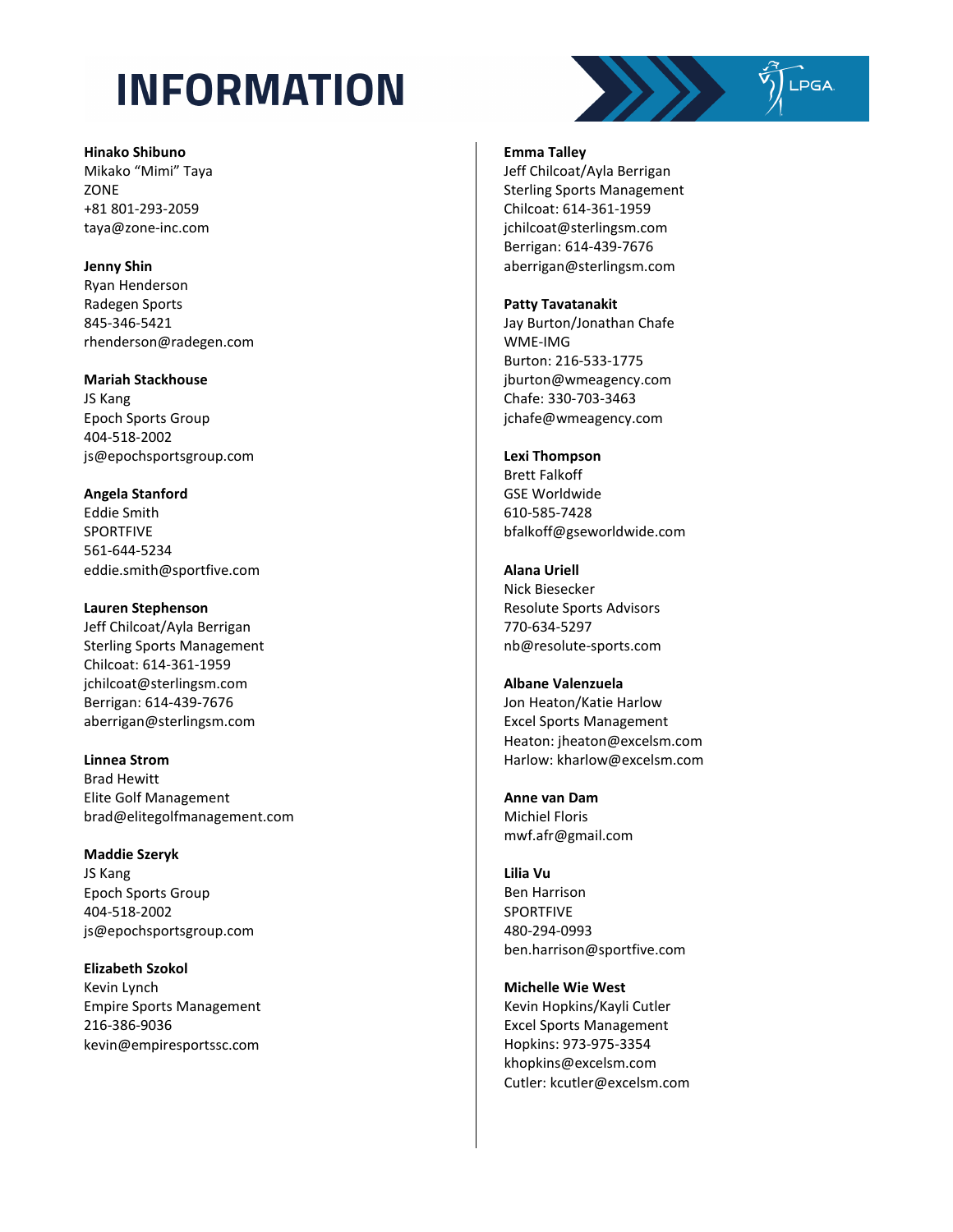# INFORMATION

**Hinako Shibuno**
Mikako "Mimi" Taya
ZONE
+81 801-293-2059
taya@zone-inc.com

**Jenny Shin**
Ryan Henderson
Radegen Sports
845-346-5421
rhenderson@radegen.com

**Mariah Stackhouse**
JS Kang
Epoch Sports Group
404-518-2002
js@epochsportsgroup.com

**Angela Stanford**
Eddie Smith
SPORTFIVE
561-644-5234
eddie.smith@sportfive.com

**Lauren Stephenson**
Jeff Chilcoat/Ayla Berrigan
Sterling Sports Management
Chilcoat: 614-361-1959
jchilcoat@sterlingsm.com
Berrigan: 614-439-7676
aberrigan@sterlingsm.com

**Linnea Strom**
Brad Hewitt
Elite Golf Management
brad@elitegolfmanagement.com

**Maddie Szeryk**
JS Kang
Epoch Sports Group
404-518-2002
js@epochsportsgroup.com

**Elizabeth Szokol**
Kevin Lynch
Empire Sports Management
216-386-9036
kevin@empiresportssc.com

**Emma Talley**
Jeff Chilcoat/Ayla Berrigan
Sterling Sports Management
Chilcoat: 614-361-1959
jchilcoat@sterlingsm.com
Berrigan: 614-439-7676
aberrigan@sterlingsm.com

**Patty Tavatanakit**
Jay Burton/Jonathan Chafe
WME-IMG
Burton: 216-533-1775
jburton@wmeagency.com
Chafe: 330-703-3463
jchafe@wmeagency.com

**Lexi Thompson**
Brett Falkoff
GSE Worldwide
610-585-7428
bfalkoff@gseworldwide.com

**Alana Uriell**
Nick Biesecker
Resolute Sports Advisors
770-634-5297
nb@resolute-sports.com

**Albane Valenzuela**
Jon Heaton/Katie Harlow
Excel Sports Management
Heaton: jheaton@excelsm.com
Harlow: kharlow@excelsm.com

**Anne van Dam**
Michiel Floris
mwf.afr@gmail.com

**Lilia Vu**
Ben Harrison
SPORTFIVE
480-294-0993
ben.harrison@sportfive.com

**Michelle Wie West**
Kevin Hopkins/Kayli Cutler
Excel Sports Management
Hopkins: 973-975-3354
khopkins@excelsm.com
Cutler: kcutler@excelsm.com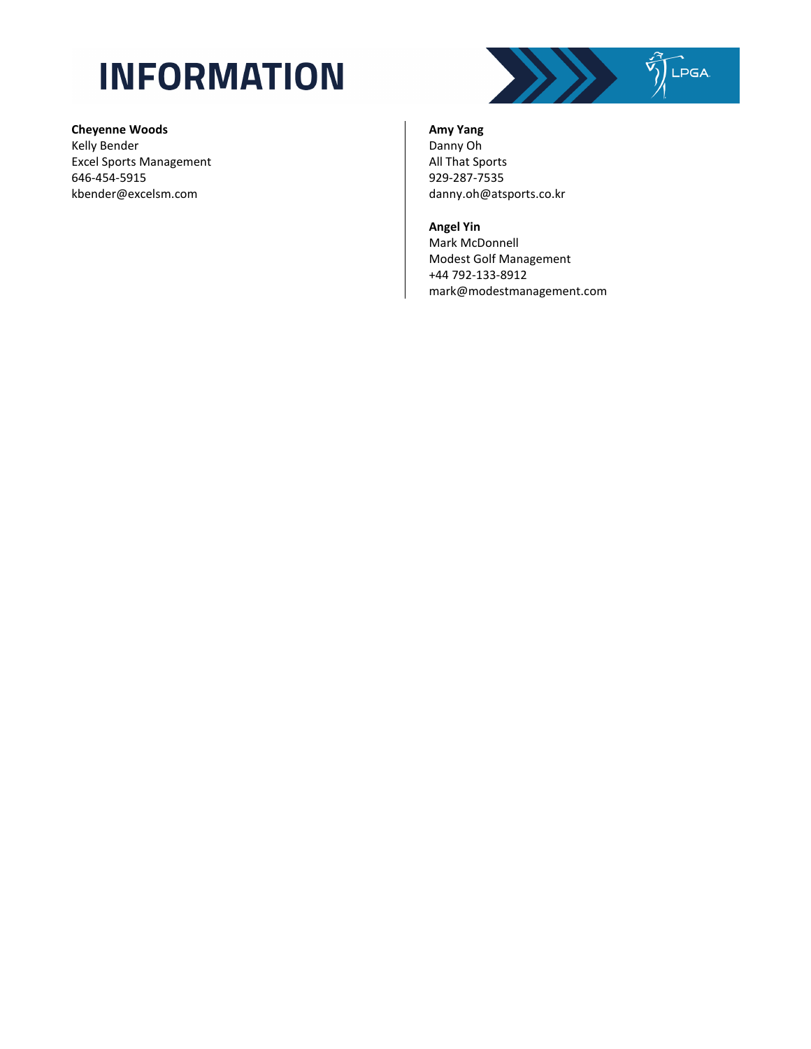# INFORMATION

LPGA

**Cheyenne Woods**
Kelly Bender
Excel Sports Management
646-454-5915
kbender@excelsm.com

**Amy Yang**
Danny Oh
All That Sports
929-287-7535
danny.oh@atsports.co.kr

**Angel Yin**
Mark McDonnell
Modest Golf Management
+44 792-133-8912
mark@modestmanagement.com